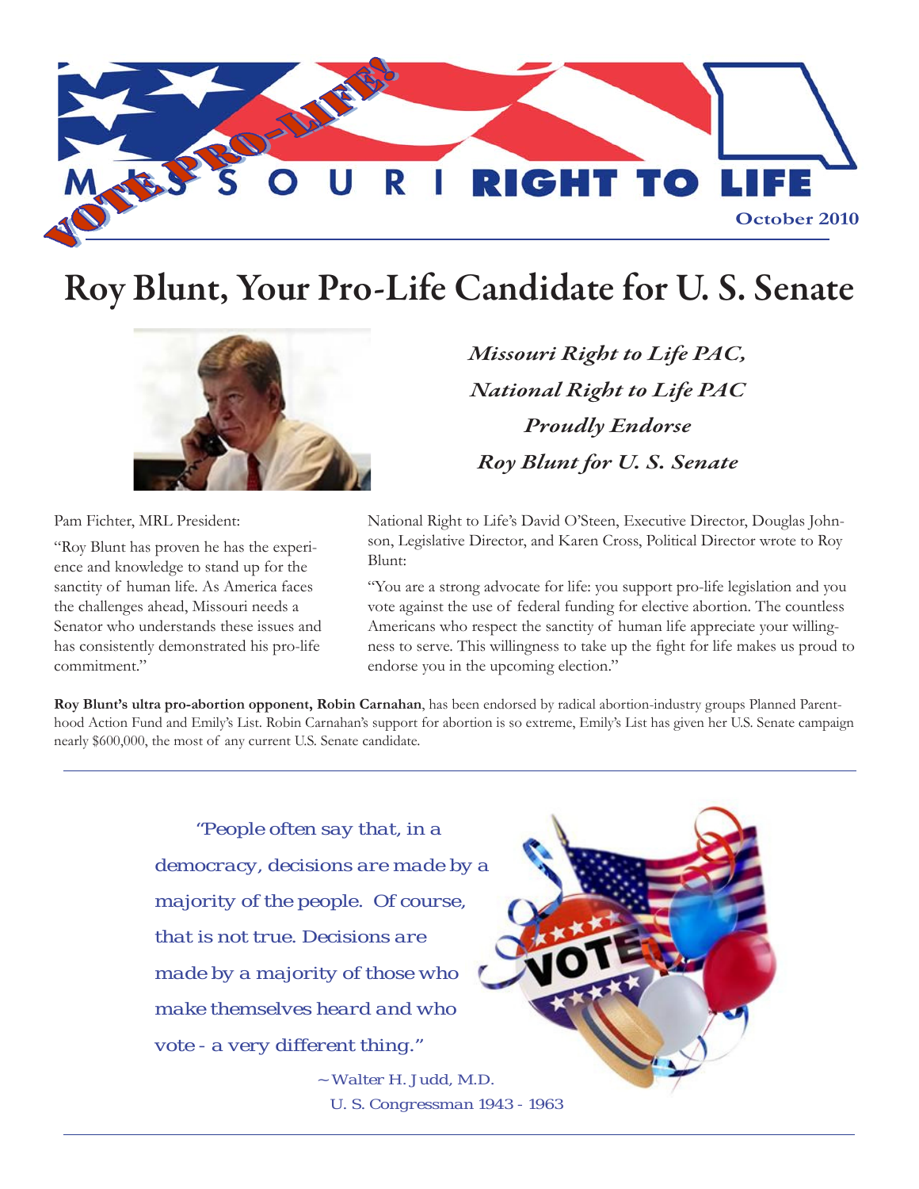VOTE PRO-LIFE!

MISSOURI RIGHT TO LIFE

October 2010

# Roy Blunt, Your Pro-Life Candidate for U. S. Senate

***Missouri Right to Life PAC,***
***National Right to Life PAC***
***Proudly Endorse***
***Roy Blunt for U. S. Senate***

Pam Fichter, MRL President:

"Roy Blunt has proven he has the experience and knowledge to stand up for the sanctity of human life. As America faces the challenges ahead, Missouri needs a Senator who understands these issues and has consistently demonstrated his pro-life commitment."

National Right to Life's David O'Steen, Executive Director, Douglas Johnson, Legislative Director, and Karen Cross, Political Director wrote to Roy Blunt:

"You are a strong advocate for life: you support pro-life legislation and you vote against the use of federal funding for elective abortion. The countless Americans who respect the sanctity of human life appreciate your willingness to serve. This willingness to take up the fight for life makes us proud to endorse you in the upcoming election."

**Roy Blunt's ultra pro-abortion opponent, Robin Carnahan**, has been endorsed by radical abortion-industry groups Planned Parenthood Action Fund and Emily's List. Robin Carnahan's support for abortion is so extreme, Emily's List has given her U.S. Senate campaign nearly $600,000, the most of any current U.S. Senate candidate.

---

*"People often say that, in a democracy, decisions are made by a majority of the people. Of course, that is not true. Decisions are made by a majority of those who make themselves heard and who vote - a very different thing."*

~Walter H. Judd, M.D.
U. S. Congressman 1943 - 1963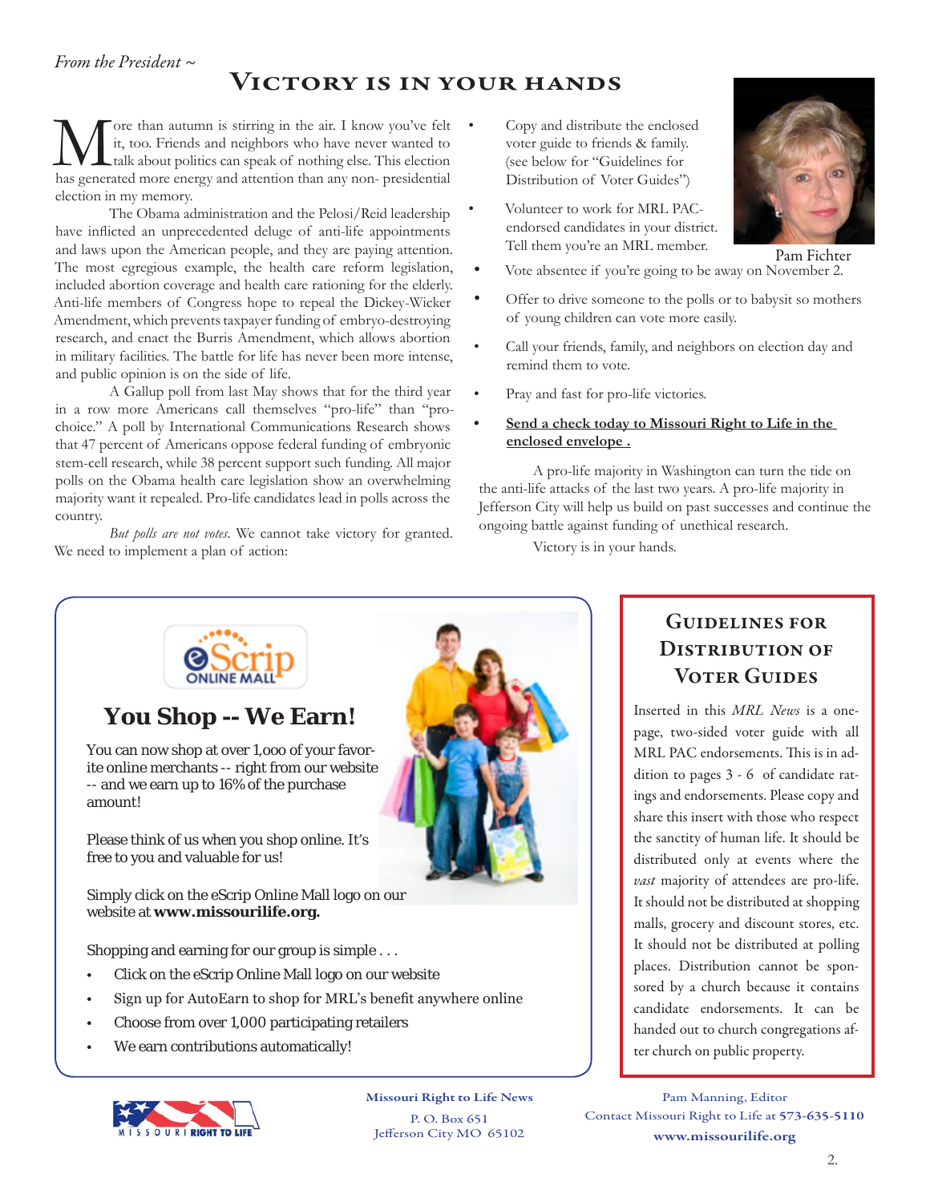*From the President ~*

# Victory is in your hands

More than autumn is stirring in the air. I know you've felt it, too. Friends and neighbors who have never wanted to talk about politics can speak of nothing else. This election has generated more energy and attention than any non- presidential election in my memory.

The Obama administration and the Pelosi/Reid leadership have inflicted an unprecedented deluge of anti-life appointments and laws upon the American people, and they are paying attention. The most egregious example, the health care reform legislation, included abortion coverage and health care rationing for the elderly. Anti-life members of Congress hope to repeal the Dickey-Wicker Amendment, which prevents taxpayer funding of embryo-destroying research, and enact the Burris Amendment, which allows abortion in military facilities. The battle for life has never been more intense, and public opinion is on the side of life.

A Gallup poll from last May shows that for the third year in a row more Americans call themselves "pro-life" than "pro-choice." A poll by International Communications Research shows that 47 percent of Americans oppose federal funding of embryonic stem-cell research, while 38 percent support such funding. All major polls on the Obama health care legislation show an overwhelming majority want it repealed. Pro-life candidates lead in polls across the country.

*But polls are not votes*. We cannot take victory for granted. We need to implement a plan of action:

- Copy and distribute the enclosed voter guide to friends & family. (see below for "Guidelines for Distribution of Voter Guides")
- Volunteer to work for MRL PAC-endorsed candidates in your district. Tell them you're an MRL member.
- Vote absentee if you're going to be away on November 2.
- Offer to drive someone to the polls or to babysit so mothers of young children can vote more easily.
- Call your friends, family, and neighbors on election day and remind them to vote.
- Pray and fast for pro-life victories.
- **Send a check today to Missouri Right to Life in the enclosed envelope .**

Pam Fichter

A pro-life majority in Washington can turn the tide on the anti-life attacks of the last two years. A pro-life majority in Jefferson City will help us build on past successes and continue the ongoing battle against funding of unethical research.

Victory is in your hands.

eScrip ONLINE MALL

## You Shop -- We Earn!

You can now shop at over 1,000 of your favorite online merchants -- right from our website -- and we earn up to 16% of the purchase amount!

Please think of us when you shop online. It's free to you and valuable for us!

Simply click on the eScrip Online Mall logo on our website at **www.missourilife.org.**

Shopping and earning for our group is simple . . .

- Click on the eScrip Online Mall logo on our website
- Sign up for AutoEarn to shop for MRL's benefit anywhere online
- Choose from over 1,000 participating retailers
- We earn contributions automatically!

## Guidelines for Distribution of Voter Guides

Inserted in this *MRL News* is a one-page, two-sided voter guide with all MRL PAC endorsements. This is in addition to pages 3 - 6 of candidate ratings and endorsements. Please copy and share this insert with those who respect the sanctity of human life. It should be distributed only at events where the *vast* majority of attendees are pro-life. It should not be distributed at shopping malls, grocery and discount stores, etc. It should not be distributed at polling places. Distribution cannot be sponsored by a church because it contains candidate endorsements. It can be handed out to church congregations after church on public property.

MISSOURI RIGHT TO LIFE

**Missouri Right to Life News**
P. O. Box 651
Jefferson City MO 65102

Pam Manning, Editor
Contact Missouri Right to Life at **573-635-5110**
**www.missourilife.org**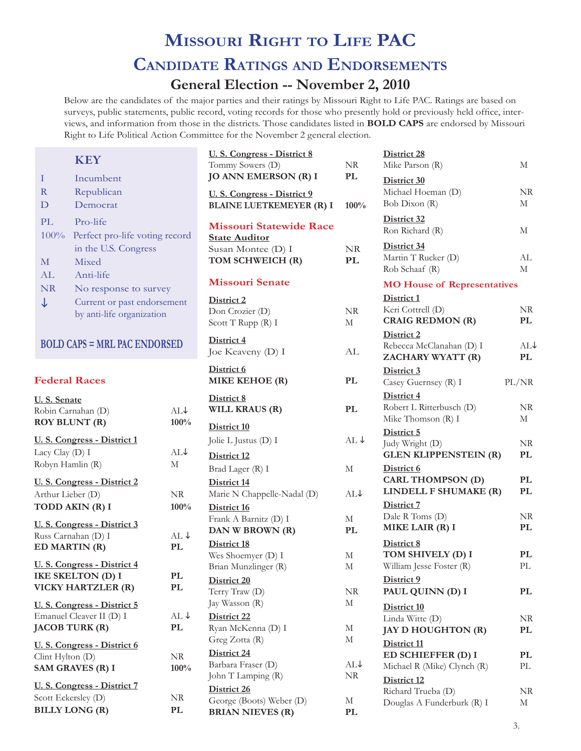# Missouri Right to Life PAC

## Candidate Ratings and Endorsements

### General Election -- November 2, 2010

Below are the candidates of the major parties and their ratings by Missouri Right to Life PAC. Ratings are based on surveys, public statements, public record, voting records for those who presently hold or previously held office, interviews, and information from those in the districts. Those candidates listed in **BOLD CAPS** are endorsed by Missouri Right to Life Political Action Committee for the November 2 general election.

**KEY**

| | |
|---|---|
| I | Incumbent |
| R | Republican |
| D | Democrat |
| PL | Pro-life |
| 100% | Perfect pro-life voting record in the U.S. Congress |
| M | Mixed |
| AL | Anti-life |
| NR | No response to survey |
| ↓ | Current or past endorsement by anti-life organization |

**BOLD CAPS = MRL PAC ENDORSED**

## Federal Races

**U. S. Senate**

| | |
|---|---|
| Robin Carnahan (D) | AL↓ |
| **ROY BLUNT (R)** | **100%** |

**U. S. Congress - District 1**

| | |
|---|---|
| Lacy Clay (D) I | AL↓ |
| Robyn Hamlin (R) | M |

**U. S. Congress - District 2**

| | |
|---|---|
| Arthur Lieber (D) | NR |
| **TODD AKIN (R) I** | **100%** |

**U. S. Congress - District 3**

| | |
|---|---|
| Russ Carnahan (D) I | AL ↓ |
| **ED MARTIN (R)** | **PL** |

**U. S. Congress - District 4**

| | |
|---|---|
| **IKE SKELTON (D) I** | **PL** |
| **VICKY HARTZLER (R)** | **PL** |

**U. S. Congress - District 5**

| | |
|---|---|
| Emanuel Cleaver II (D) I | AL ↓ |
| **JACOB TURK (R)** | **PL** |

**U. S. Congress - District 6**

| | |
|---|---|
| Clint Hylton (D) | NR |
| **SAM GRAVES (R) I** | **100%** |

**U. S. Congress - District 7**

| | |
|---|---|
| Scott Eckersley (D) | NR |
| **BILLY LONG (R)** | **PL** |

**U. S. Congress - District 8**

| | |
|---|---|
| Tommy Sowers (D) | NR |
| **JO ANN EMERSON (R) I** | **PL** |

**U. S. Congress - District 9**

| | |
|---|---|
| **BLAINE LUETKEMEYER (R) I** | **100%** |

## Missouri Statewide Race

**State Auditor**

| | |
|---|---|
| Susan Montee (D) I | NR |
| **TOM SCHWEICH (R)** | **PL** |

## Missouri Senate

**District 2**

| | |
|---|---|
| Don Crozier (D) | NR |
| Scott T Rupp (R) I | M |

**District 4**

| | |
|---|---|
| Joe Keaveny (D) I | AL |

**District 6**

| | |
|---|---|
| **MIKE KEHOE (R)** | **PL** |

**District 8**

| | |
|---|---|
| **WILL KRAUS (R)** | **PL** |

**District 10**

| | |
|---|---|
| Jolie L Justus (D) I | AL ↓ |

**District 12**

| | |
|---|---|
| Brad Lager (R) I | M |

**District 14**

| | |
|---|---|
| Marie N Chappelle-Nadal (D) | AL↓ |

**District 16**

| | |
|---|---|
| Frank A Barnitz (D) I | M |
| **DAN W BROWN (R)** | **PL** |

**District 18**

| | |
|---|---|
| Wes Shoemyer (D) I | M |
| Brian Munzlinger (R) | M |

**District 20**

| | |
|---|---|
| Terry Traw (D) | NR |
| Jay Wasson (R) | M |

**District 22**

| | |
|---|---|
| Ryan McKenna (D) I | M |
| Greg Zotta (R) | M |

**District 24**

| | |
|---|---|
| Barbara Fraser (D) | AL↓ |
| John T Lamping (R) | NR |

**District 26**

| | |
|---|---|
| George (Boots) Weber (D) | M |
| **BRIAN NIEVES (R)** | **PL** |

**District 28**

| | |
|---|---|
| Mike Parson (R) | M |

**District 30**

| | |
|---|---|
| Michael Hoeman (D) | NR |
| Bob Dixon (R) | M |

**District 32**

| | |
|---|---|
| Ron Richard (R) | M |

**District 34**

| | |
|---|---|
| Martin T Rucker (D) | AL |
| Rob Schaaf (R) | M |

## MO House of Representatives

**District 1**

| | |
|---|---|
| Keri Cottrell (D) | NR |
| **CRAIG REDMON (R)** | **PL** |

**District 2**

| | |
|---|---|
| Rebecca McClanahan (D) I | AL↓ |
| **ZACHARY WYATT (R)** | **PL** |

**District 3**

| | |
|---|---|
| Casey Guernsey (R) I | PL/NR |

**District 4**

| | |
|---|---|
| Robert L Ritterbusch (D) | NR |
| Mike Thomson (R) I | M |

**District 5**

| | |
|---|---|
| Judy Wright (D) | NR |
| **GLEN KLIPPENSTEIN (R)** | **PL** |

**District 6**

| | |
|---|---|
| **CARL THOMPSON (D)** | **PL** |
| **LINDELL F SHUMAKE (R)** | **PL** |

**District 7**

| | |
|---|---|
| Dale R Toms (D) | NR |
| **MIKE LAIR (R) I** | **PL** |

**District 8**

| | |
|---|---|
| **TOM SHIVELY (D) I** | **PL** |
| William Jesse Foster (R) | PL |

**District 9**

| | |
|---|---|
| **PAUL QUINN (D) I** | **PL** |

**District 10**

| | |
|---|---|
| Linda Witte (D) | NR |
| **JAY D HOUGHTON (R)** | **PL** |

**District 11**

| | |
|---|---|
| **ED SCHIEFFER (D) I** | **PL** |
| Michael R (Mike) Clynch (R) | PL |

**District 12**

| | |
|---|---|
| Richard Trueba (D) | NR |
| Douglas A Funderburk (R) I | M |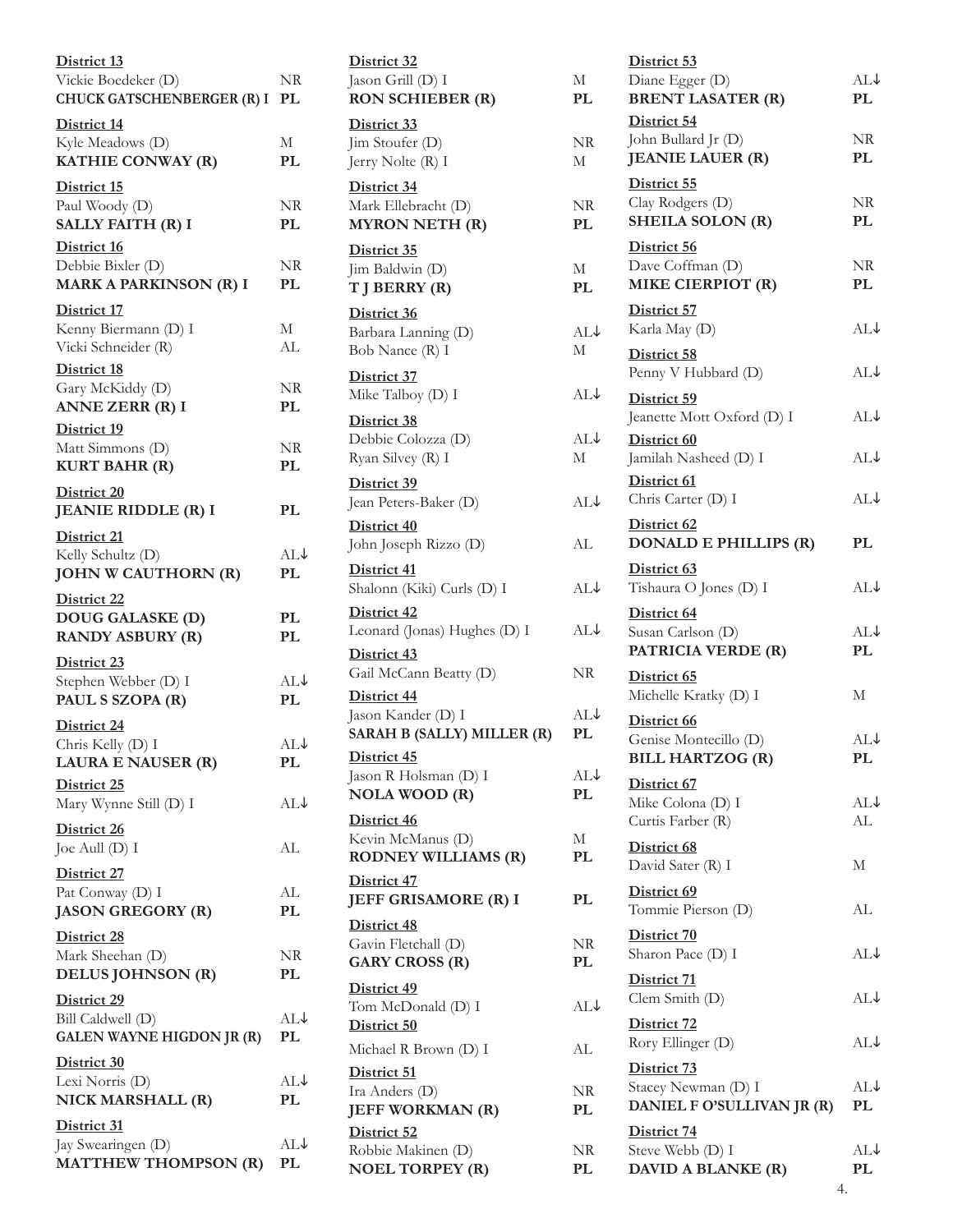**District 13**

Vickie Boedeker (D) NR
**CHUCK GATSCHENBERGER (R) I PL**

**District 14**

Kyle Meadows (D) M
**KATHIE CONWAY (R) PL**

**District 15**

Paul Woody (D) NR
**SALLY FAITH (R) I PL**

**District 16**

Debbie Bixler (D) NR
**MARK A PARKINSON (R) I PL**

**District 17**

Kenny Biermann (D) I M
Vicki Schneider (R) AL

**District 18**

Gary McKiddy (D) NR
**ANNE ZERR (R) I PL**

**District 19**

Matt Simmons (D) NR
**KURT BAHR (R) PL**

**District 20**

**JEANIE RIDDLE (R) I PL**

**District 21**

Kelly Schultz (D) AL↓
**JOHN W CAUTHORN (R) PL**

**District 22**

**DOUG GALASKE (D) PL**
**RANDY ASBURY (R) PL**

**District 23**

Stephen Webber (D) I AL↓
**PAUL S SZOPA (R) PL**

**District 24**

Chris Kelly (D) I AL↓
**LAURA E NAUSER (R) PL**

**District 25**

Mary Wynne Still (D) I AL↓

**District 26**

Joe Aull (D) I AL

**District 27**

Pat Conway (D) I AL
**JASON GREGORY (R) PL**

**District 28**

Mark Sheehan (D) NR
**DELUS JOHNSON (R) PL**

**District 29**

Bill Caldwell (D) AL↓
**GALEN WAYNE HIGDON JR (R) PL**

**District 30**

Lexi Norris (D) AL↓
**NICK MARSHALL (R) PL**

**District 31**

Jay Swearingen (D) AL↓
**MATTHEW THOMPSON (R) PL**

**District 32**

Jason Grill (D) I M
**RON SCHIEBER (R) PL**

**District 33**

Jim Stoufer (D) NR
Jerry Nolte (R) I M

**District 34**

Mark Ellebracht (D) NR
**MYRON NETH (R) PL**

**District 35**

Jim Baldwin (D) M
**T J BERRY (R) PL**

**District 36**

Barbara Lanning (D) AL↓
Bob Nance (R) I M

**District 37**

Mike Talboy (D) I AL↓

**District 38**

Debbie Colozza (D) AL↓
Ryan Silvey (R) I M

**District 39**

Jean Peters-Baker (D) AL↓

**District 40**

John Joseph Rizzo (D) AL

**District 41**

Shalonn (Kiki) Curls (D) I AL↓

**District 42**

Leonard (Jonas) Hughes (D) I AL↓

**District 43**

Gail McCann Beatty (D) NR

**District 44**

Jason Kander (D) I AL↓
**SARAH B (SALLY) MILLER (R) PL**

**District 45**

Jason R Holsman (D) I AL↓
**NOLA WOOD (R) PL**

**District 46**

Kevin McManus (D) M
**RODNEY WILLIAMS (R) PL**

**District 47**

**JEFF GRISAMORE (R) I PL**

**District 48**

Gavin Fletchall (D) NR
**GARY CROSS (R) PL**

**District 49**

Tom McDonald (D) I AL↓

**District 50**

Michael R Brown (D) I AL

**District 51**

Ira Anders (D) NR
**JEFF WORKMAN (R) PL**

**District 52**

Robbie Makinen (D) NR
**NOEL TORPEY (R) PL**

**District 53**

Diane Egger (D) AL↓
**BRENT LASATER (R) PL**

**District 54**

John Bullard Jr (D) NR
**JEANIE LAUER (R) PL**

**District 55**

Clay Rodgers (D) NR
**SHEILA SOLON (R) PL**

**District 56**

Dave Coffman (D) NR
**MIKE CIERPIOT (R) PL**

**District 57**

Karla May (D) AL↓

**District 58**

Penny V Hubbard (D) AL↓

**District 59**

Jeanette Mott Oxford (D) I AL↓

**District 60**

Jamilah Nasheed (D) I AL↓

**District 61**

Chris Carter (D) I AL↓

**District 62**

**DONALD E PHILLIPS (R) PL**

**District 63**

Tishaura O Jones (D) I AL↓

**District 64**

Susan Carlson (D) AL↓
**PATRICIA VERDE (R) PL**

**District 65**

Michelle Kratky (D) I M

**District 66**

Genise Montecillo (D) AL↓
**BILL HARTZOG (R) PL**

**District 67**

Mike Colona (D) I AL↓
Curtis Farber (R) AL

**District 68**

David Sater (R) I M

**District 69**

Tommie Pierson (D) AL

**District 70**

Sharon Pace (D) I AL↓

**District 71**

Clem Smith (D) AL↓

**District 72**

Rory Ellinger (D) AL↓

**District 73**

Stacey Newman (D) I AL↓
**DANIEL F O'SULLIVAN JR (R) PL**

**District 74**

Steve Webb (D) I AL↓
**DAVID A BLANKE (R) PL**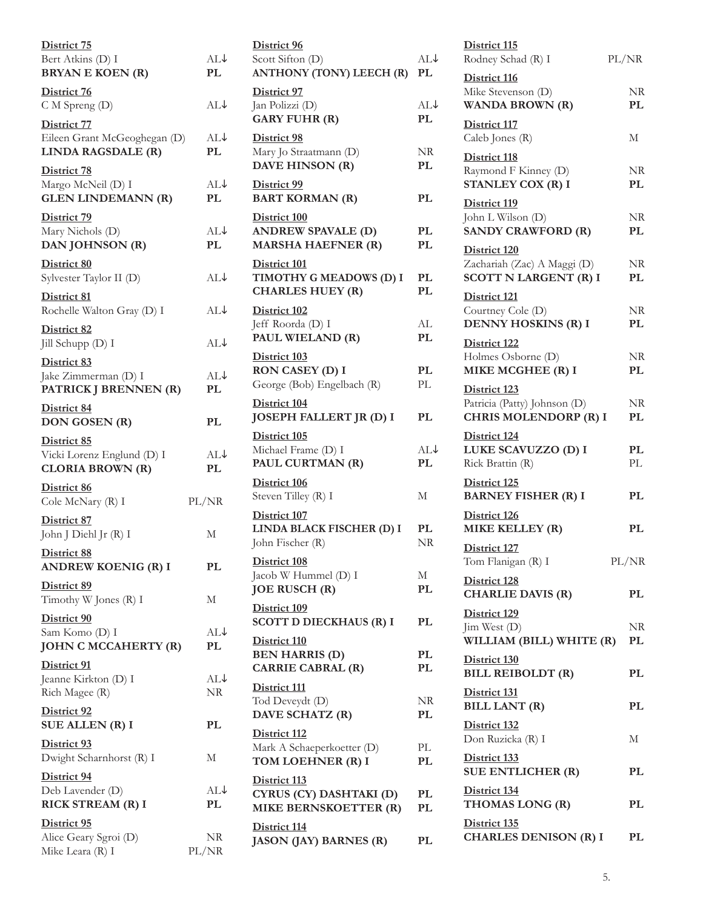**District 75**
Bert Atkins (D) I — AL↓
**BRYAN E KOEN (R)** — **PL**

**District 76**
C M Spreng (D) — AL↓

**District 77**
Eileen Grant McGeoghegan (D) — AL↓
**LINDA RAGSDALE (R)** — **PL**

**District 78**
Margo McNeil (D) I — AL↓
**GLEN LINDEMANN (R)** — **PL**

**District 79**
Mary Nichols (D) — AL↓
**DAN JOHNSON (R)** — **PL**

**District 80**
Sylvester Taylor II (D) — AL↓

**District 81**
Rochelle Walton Gray (D) I — AL↓

**District 82**
Jill Schupp (D) I — AL↓

**District 83**
Jake Zimmerman (D) I — AL↓
**PATRICK J BRENNEN (R)** — **PL**

**District 84**
**DON GOSEN (R)** — **PL**

**District 85**
Vicki Lorenz Englund (D) I — AL↓
**CLORIA BROWN (R)** — **PL**

**District 86**
Cole McNary (R) I — PL/NR

**District 87**
John J Diehl Jr (R) I — M

**District 88**
**ANDREW KOENIG (R) I** — **PL**

**District 89**
Timothy W Jones (R) I — M

**District 90**
Sam Komo (D) I — AL↓
**JOHN C MCCAHERTY (R)** — **PL**

**District 91**
Jeanne Kirkton (D) I — AL↓
Rich Magee (R) — NR

**District 92**
**SUE ALLEN (R) I** — **PL**

**District 93**
Dwight Scharnhorst (R) I — M

**District 94**
Deb Lavender (D) — AL↓
**RICK STREAM (R) I** — **PL**

**District 95**
Alice Geary Sgroi (D) — NR
Mike Leara (R) I — PL/NR

**District 96**
Scott Sifton (D) — AL↓
**ANTHONY (TONY) LEECH (R)** — **PL**

**District 97**
Jan Polizzi (D) — AL↓
**GARY FUHR (R)** — **PL**

**District 98**
Mary Jo Straatmann (D) — NR
**DAVE HINSON (R)** — **PL**

**District 99**
**BART KORMAN (R)** — **PL**

**District 100**
**ANDREW SPAVALE (D)** — **PL**
**MARSHA HAEFNER (R)** — **PL**

**District 101**
**TIMOTHY G MEADOWS (D) I** — **PL**
**CHARLES HUEY (R)** — **PL**

**District 102**
Jeff Roorda (D) I — AL
**PAUL WIELAND (R)** — **PL**

**District 103**
**RON CASEY (D) I** — **PL**
George (Bob) Engelbach (R) — PL

**District 104**
**JOSEPH FALLERT JR (D) I** — **PL**

**District 105**
Michael Frame (D) I — AL↓
**PAUL CURTMAN (R)** — **PL**

**District 106**
Steven Tilley (R) I — M

**District 107**
**LINDA BLACK FISCHER (D) I** — **PL**
John Fischer (R) — NR

**District 108**
Jacob W Hummel (D) I — M
**JOE RUSCH (R)** — **PL**

**District 109**
**SCOTT D DIECKHAUS (R) I** — **PL**

**District 110**
**BEN HARRIS (D)** — **PL**
**CARRIE CABRAL (R)** — **PL**

**District 111**
Tod Deveydt (D) — NR
**DAVE SCHATZ (R)** — **PL**

**District 112**
Mark A Schaeperkoetter (D) — PL
**TOM LOEHNER (R) I** — **PL**

**District 113**
**CYRUS (CY) DASHTAKI (D)** — **PL**
**MIKE BERNSKOETTER (R)** — **PL**

**District 114**
**JASON (JAY) BARNES (R)** — **PL**

**District 115**
Rodney Schad (R) I — PL/NR

**District 116**
Mike Stevenson (D) — NR
**WANDA BROWN (R)** — **PL**

**District 117**
Caleb Jones (R) — M

**District 118**
Raymond F Kinney (D) — NR
**STANLEY COX (R) I** — **PL**

**District 119**
John L Wilson (D) — NR
**SANDY CRAWFORD (R)** — **PL**

**District 120**
Zachariah (Zac) A Maggi (D) — NR
**SCOTT N LARGENT (R) I** — **PL**

**District 121**
Courtney Cole (D) — NR
**DENNY HOSKINS (R) I** — **PL**

**District 122**
Holmes Osborne (D) — NR
**MIKE MCGHEE (R) I** — **PL**

**District 123**
Patricia (Patty) Johnson (D) — NR
**CHRIS MOLENDORP (R) I** — **PL**

**District 124**
**LUKE SCAVUZZO (D) I** — **PL**
Rick Brattin (R) — PL

**District 125**
**BARNEY FISHER (R) I** — **PL**

**District 126**
**MIKE KELLEY (R)** — **PL**

**District 127**
Tom Flanigan (R) I — PL/NR

**District 128**
**CHARLIE DAVIS (R)** — **PL**

**District 129**
Jim West (D) — NR
**WILLIAM (BILL) WHITE (R)** — **PL**

**District 130**
**BILL REIBOLDT (R)** — **PL**

**District 131**
**BILL LANT (R)** — **PL**

**District 132**
Don Ruzicka (R) I — M

**District 133**
**SUE ENTLICHER (R)** — **PL**

**District 134**
**THOMAS LONG (R)** — **PL**

**District 135**
**CHARLES DENISON (R) I** — **PL**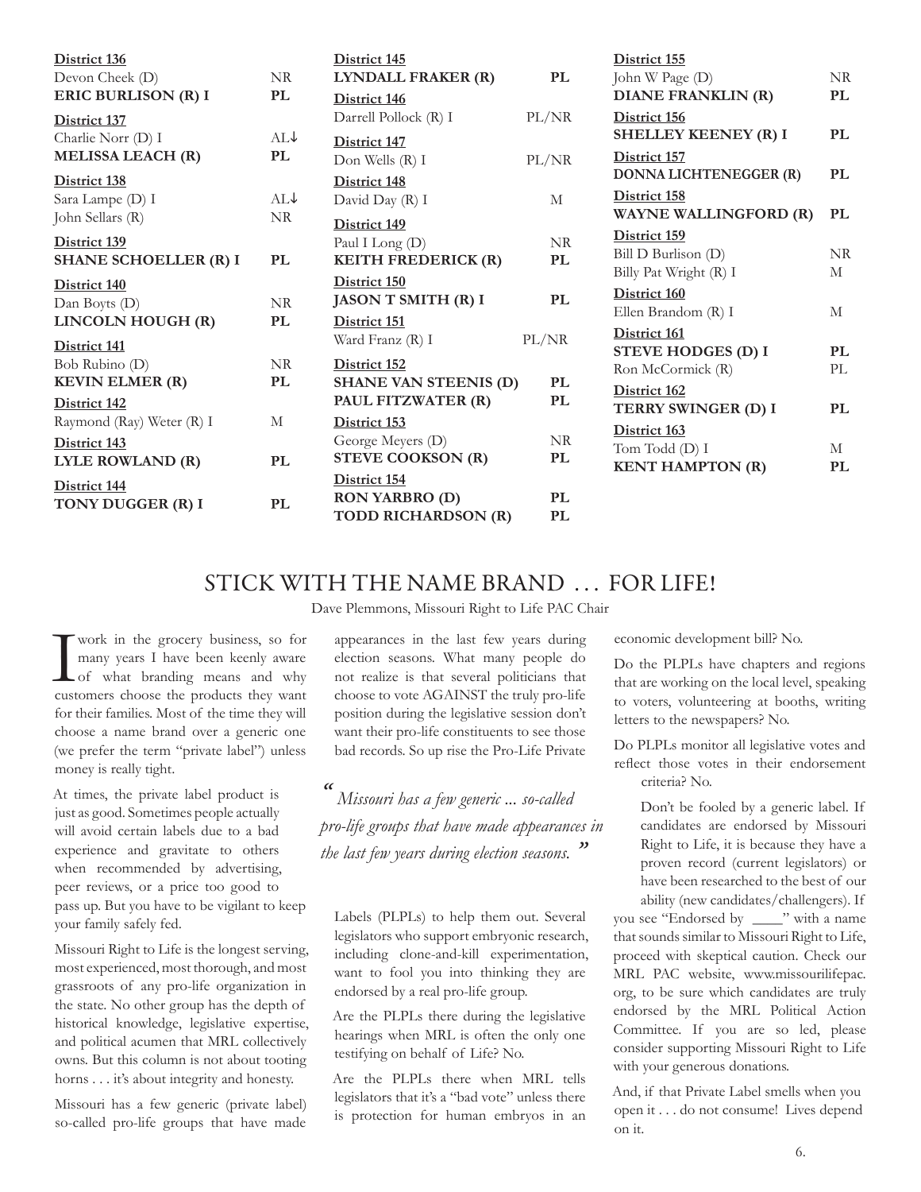**District 136**
Devon Cheek (D) NR
**ERIC BURLISON (R) I** **PL**

**District 137**
Charlie Norr (D) I AL↓
**MELISSA LEACH (R)** **PL**

**District 138**
Sara Lampe (D) I AL↓
John Sellars (R) NR

**District 139**
**SHANE SCHOELLER (R) I** **PL**

**District 140**
Dan Boyts (D) NR
**LINCOLN HOUGH (R)** **PL**

**District 141**
Bob Rubino (D) NR
**KEVIN ELMER (R)** **PL**

**District 142**
Raymond (Ray) Weter (R) I M

**District 143**
**LYLE ROWLAND (R)** **PL**

**District 144**
**TONY DUGGER (R) I** **PL**

**District 145**
**LYNDALL FRAKER (R)** **PL**

**District 146**
Darrell Pollock (R) I PL/NR

**District 147**
Don Wells (R) I PL/NR

**District 148**
David Day (R) I M

**District 149**
Paul I Long (D) NR
**KEITH FREDERICK (R)** **PL**

**District 150**
**JASON T SMITH (R) I** **PL**

**District 151**
Ward Franz (R) I PL/NR

**District 152**
**SHANE VAN STEENIS (D)** **PL**
**PAUL FITZWATER (R)** **PL**

**District 153**
George Meyers (D) NR
**STEVE COOKSON (R)** **PL**

**District 154**
**RON YARBRO (D)** **PL**
**TODD RICHARDSON (R)** **PL**

**District 155**
John W Page (D) NR
**DIANE FRANKLIN (R)** **PL**

**District 156**
**SHELLEY KEENEY (R) I** **PL**

**District 157**
**DONNA LICHTENEGGER (R)** **PL**

**District 158**
**WAYNE WALLINGFORD (R)** **PL**

**District 159**
Bill D Burlison (D) NR
Billy Pat Wright (R) I M

**District 160**
Ellen Brandom (R) I M

**District 161**
**STEVE HODGES (D) I** **PL**
Ron McCormick (R) PL

**District 162**
**TERRY SWINGER (D) I** **PL**

**District 163**
Tom Todd (D) I M
**KENT HAMPTON (R)** **PL**

# STICK WITH THE NAME BRAND … FOR LIFE!

Dave Plemmons, Missouri Right to Life PAC Chair

I work in the grocery business, so for many years I have been keenly aware of what branding means and why customers choose the products they want for their families. Most of the time they will choose a name brand over a generic one (we prefer the term "private label") unless money is really tight.

At times, the private label product is just as good. Sometimes people actually will avoid certain labels due to a bad experience and gravitate to others when recommended by advertising, peer reviews, or a price too good to pass up. But you have to be vigilant to keep your family safely fed.

Missouri Right to Life is the longest serving, most experienced, most thorough, and most grassroots of any pro-life organization in the state. No other group has the depth of historical knowledge, legislative expertise, and political acumen that MRL collectively owns. But this column is not about tooting horns . . . it's about integrity and honesty.

Missouri has a few generic (private label) so-called pro-life groups that have made appearances in the last few years during election seasons. What many people do not realize is that several politicians that choose to vote AGAINST the truly pro-life position during the legislative session don't want their pro-life constituents to see those bad records. So up rise the Pro-Life Private Labels (PLPLs) to help them out. Several legislators who support embryonic research, including clone-and-kill experimentation, want to fool you into thinking they are endorsed by a real pro-life group.

> *"Missouri has a few generic ... so-called pro-life groups that have made appearances in the last few years during election seasons."*

Are the PLPLs there during the legislative hearings when MRL is often the only one testifying on behalf of Life? No.

Are the PLPLs there when MRL tells legislators that it's a "bad vote" unless there is protection for human embryos in an economic development bill? No.

Do the PLPLs have chapters and regions that are working on the local level, speaking to voters, volunteering at booths, writing letters to the newspapers? No.

Do PLPLs monitor all legislative votes and reflect those votes in their endorsement criteria? No.

Don't be fooled by a generic label. If candidates are endorsed by Missouri Right to Life, it is because they have a proven record (current legislators) or have been researched to the best of our ability (new candidates/challengers). If you see "Endorsed by \_\_\_\_" with a name that sounds similar to Missouri Right to Life, proceed with skeptical caution. Check our MRL PAC website, www.missourilifepac.org, to be sure which candidates are truly endorsed by the MRL Political Action Committee. If you are so led, please consider supporting Missouri Right to Life with your generous donations.

And, if that Private Label smells when you open it . . . do not consume! Lives depend on it.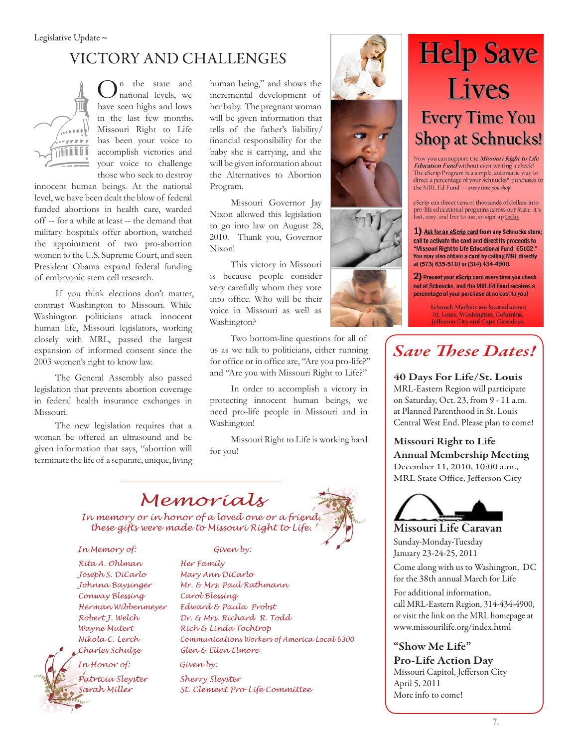Legislative Update ~

# VICTORY AND CHALLENGES

On the state and national levels, we have seen highs and lows in the last few months. Missouri Right to Life has been your voice to accomplish victories and your voice to challenge those who seek to destroy innocent human beings. At the national level, we have been dealt the blow of federal funded abortions in health care, warded off -- for a while at least -- the demand that military hospitals offer abortion, watched the appointment of two pro-abortion women to the U.S. Supreme Court, and seen President Obama expand federal funding of embryonic stem cell research.

If you think elections don't matter, contrast Washington to Missouri. While Washington politicians attack innocent human life, Missouri legislators, working closely with MRL, passed the largest expansion of informed consent since the 2003 women's right to know law.

The General Assembly also passed legislation that prevents abortion coverage in federal health insurance exchanges in Missouri.

The new legislation requires that a woman be offered an ultrasound and be given information that says, "abortion will terminate the life of a separate, unique, living human being," and shows the incremental development of her baby. The pregnant woman will be given information that tells of the father's liability/financial responsibility for the baby she is carrying, and she will be given information about the Alternatives to Abortion Program.

Missouri Governor Jay Nixon allowed this legislation to go into law on August 28, 2010. Thank you, Governor Nixon!

This victory in Missouri is because people consider very carefully whom they vote into office. Who will be their voice in Missouri as well as Washington?

Two bottom-line questions for all of us as we talk to politicians, either running for office or in office are, "Are you pro-life?" and "Are you with Missouri Right to Life?"

In order to accomplish a victory in protecting innocent human beings, we need pro-life people in Missouri and in Washington!

Missouri Right to Life is working hard for you!

# Help Save Lives

## Every Time You Shop at Schnucks!

Now you can support the *Missouri Right to Life Education Fund* without even writing a check! The eScrip Program is a simple, automatic way to direct a percentage of your Schnucks* purchases to the MRL Ed Fund — *every time you shop!*

eScrip can direct tens of thousands of dollars into pro-life educational programs across our State. It's fast, easy, and free to use, so sign up today.

**1) Ask for an eScrip card from any Schnucks store; call to activate the card and direct its proceeds to "Missouri Right to Life Educational Fund, 65102." You may also obtain a card by calling MRL directly at (573) 635-5110 or (314) 434-4900.**

**2) Present your eScrip card every time you check out at Schnucks, and the MRL Ed Fund receives a percentage of your purchase at no cost to you!**

Schnuck Markets are located across St. Louis, Washington, Columbia, Jefferson City and Cape Girardeau.

## *Save These Dates!*

**40 Days For Life/St. Louis**
MRL-Eastern Region will participate on Saturday, Oct. 23, from 9 - 11 a.m. at Planned Parenthood in St. Louis Central West End. Please plan to come!

**Missouri Right to Life Annual Membership Meeting**
December 11, 2010, 10:00 a.m., MRL State Office, Jefferson City

**Missouri Life Caravan**
Sunday-Monday-Tuesday
January 23-24-25, 2011

Come along with us to Washington, DC for the 38th annual March for Life

For additional information, call MRL-Eastern Region, 314-434-4900, or visit the link on the MRL homepage at www.missourilife.org/index.html

**"Show Me Life" Pro-Life Action Day**
Missouri Capitol, Jefferson City
April 5, 2011
More info to come!

# *Memorials*

*In memory or in honor of a loved one or a friend, these gifts were made to Missouri Right to Life.*

| *In Memory of:* | *Given by:* |
|---|---|
| Rita A. Ohlman | Her Family |
| Joseph S. DiCarlo | Mary Ann DiCarlo |
| Johnna Baysinger | Mr. & Mrs. Paul Rathmann |
| Conway Blessing | Carol Blessing |
| Herman Wibbenmeyer | Edward & Paula Probst |
| Robert J. Welch | Dr. & Mrs. Richard R. Todd |
| Wayne Mutert | Rich & Linda Tochtrop |
| Nikola C. Lerch | Communications Workers of America Local 6300 |
| Charles Schulze | Glen & Ellen Elmore |
| ***In Honor of:*** | ***Given by:*** |
| Patricia Sleyster | Sherry Sleyster |
| Sarah Miller | St. Clement Pro-Life Committee |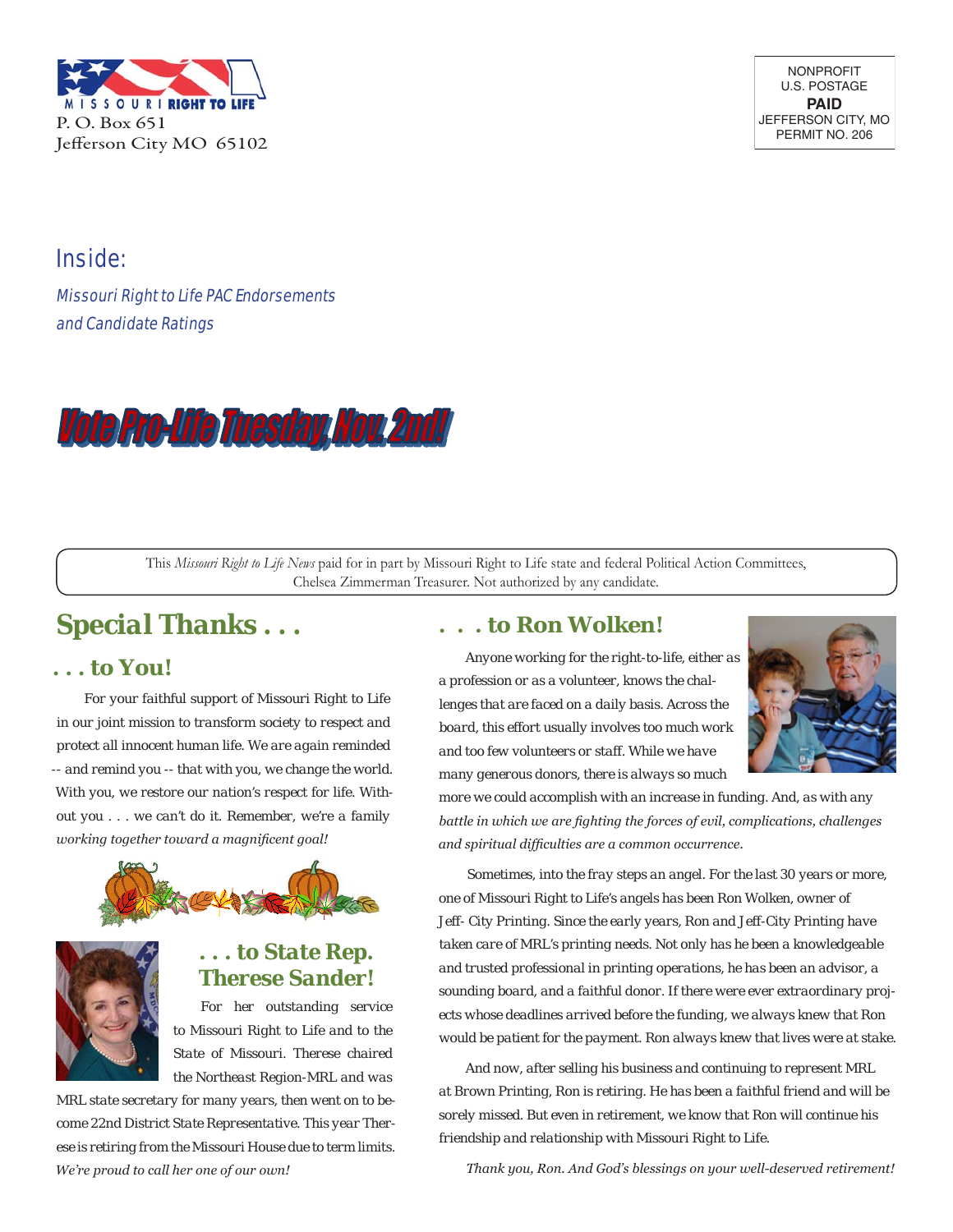MISSOURI RIGHT TO LIFE
P. O. Box 651
Jefferson City MO 65102

NONPROFIT
U.S. POSTAGE
**PAID**
JEFFERSON CITY, MO
PERMIT NO. 206

## Inside:

*Missouri Right to Life PAC Endorsements and Candidate Ratings*

# Vote Pro-Life Tuesday, Nov. 2nd!

This *Missouri Right to Life News* paid for in part by Missouri Right to Life state and federal Political Action Committees, Chelsea Zimmerman Treasurer. Not authorized by any candidate.

## Special Thanks . . .

### . . . to You!

For your faithful support of Missouri Right to Life in our joint mission to transform society to respect and protect all innocent human life. We are again reminded -- and remind you -- that with you, we change the world. With you, we restore our nation's respect for life. Without you . . . we can't do it. Remember, we're a family *working together toward a magnificent goal!*

### . . . to State Rep. Therese Sander!

For her outstanding service to Missouri Right to Life and to the State of Missouri. Therese chaired the Northeast Region-MRL and was MRL state secretary for many years, then went on to become 22nd District State Representative. This year Therese is retiring from the Missouri House due to term limits. *We're proud to call her one of our own!*

### . . . to Ron Wolken!

Anyone working for the right-to-life, either as a profession or as a volunteer, knows the challenges that are faced on a daily basis. Across the board, this effort usually involves too much work and too few volunteers or staff. While we have many generous donors, there is always so much more we could accomplish with an increase in funding. And, as with any *battle in which we are fighting the forces of evil, complications, challenges and spiritual difficulties are a common occurrence.*

Sometimes, into the fray steps an angel. For the last 30 years or more, one of Missouri Right to Life's angels has been Ron Wolken, owner of Jeff- City Printing. Since the early years, Ron and Jeff-City Printing have taken care of MRL's printing needs. Not only has he been a knowledgeable and trusted professional in printing operations, he has been an advisor, a sounding board, and a faithful donor. If there were ever extraordinary projects whose deadlines arrived before the funding, we always knew that Ron would be patient for the payment. Ron always knew that lives were at stake.

And now, after selling his business and continuing to represent MRL at Brown Printing, Ron is retiring. He has been a faithful friend and will be sorely missed. But even in retirement, we know that Ron will continue his friendship and relationship with Missouri Right to Life.

*Thank you, Ron. And God's blessings on your well-deserved retirement!*